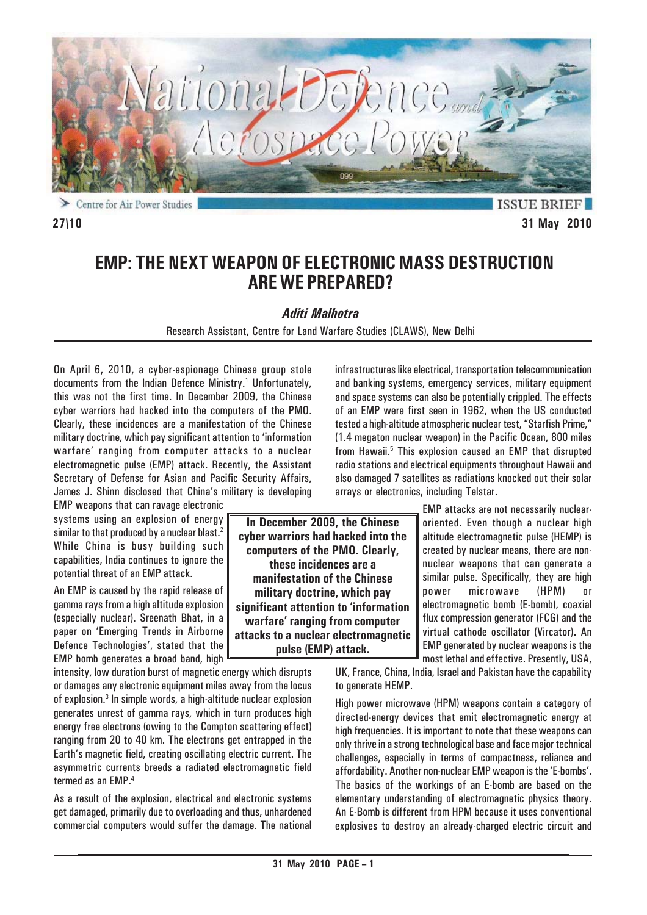Centre for Air Power Studies

ISSUE BRIEF

27\10

31 May 2010

# EMP: THE NEXT WEAPON OF ELECTRONIC MASS DESTRUCTION ARE WE PREPARED?

***Aditi Malhotra***

Research Assistant, Centre for Land Warfare Studies (CLAWS), New Delhi

On April 6, 2010, a cyber-espionage Chinese group stole documents from the Indian Defence Ministry.[1] Unfortunately, this was not the first time. In December 2009, the Chinese cyber warriors had hacked into the computers of the PMO. Clearly, these incidences are a manifestation of the Chinese military doctrine, which pay significant attention to 'information warfare' ranging from computer attacks to a nuclear electromagnetic pulse (EMP) attack. Recently, the Assistant Secretary of Defense for Asian and Pacific Security Affairs, James J. Shinn disclosed that China's military is developing EMP weapons that can ravage electronic systems using an explosion of energy similar to that produced by a nuclear blast.[2] While China is busy building such capabilities, India continues to ignore the potential threat of an EMP attack.

**In December 2009, the Chinese cyber warriors had hacked into the computers of the PMO. Clearly, these incidences are a manifestation of the Chinese military doctrine, which pay significant attention to 'information warfare' ranging from computer attacks to a nuclear electromagnetic pulse (EMP) attack.**

An EMP is caused by the rapid release of gamma rays from a high altitude explosion (especially nuclear). Sreenath Bhat, in a paper on 'Emerging Trends in Airborne Defence Technologies', stated that the EMP bomb generates a broad band, high intensity, low duration burst of magnetic energy which disrupts or damages any electronic equipment miles away from the locus of explosion.[3] In simple words, a high-altitude nuclear explosion generates unrest of gamma rays, which in turn produces high energy free electrons (owing to the Compton scattering effect) ranging from 20 to 40 km. The electrons get entrapped in the Earth's magnetic field, creating oscillating electric current. The asymmetric currents breeds a radiated electromagnetic field termed as an EMP.[4]

As a result of the explosion, electrical and electronic systems get damaged, primarily due to overloading and thus, unhardened commercial computers would suffer the damage. The national infrastructures like electrical, transportation telecommunication and banking systems, emergency services, military equipment and space systems can also be potentially crippled. The effects of an EMP were first seen in 1962, when the US conducted tested a high-altitude atmospheric nuclear test, "Starfish Prime," (1.4 megaton nuclear weapon) in the Pacific Ocean, 800 miles from Hawaii.[5] This explosion caused an EMP that disrupted radio stations and electrical equipments throughout Hawaii and also damaged 7 satellites as radiations knocked out their solar arrays or electronics, including Telstar.

EMP attacks are not necessarily nuclear-oriented. Even though a nuclear high altitude electromagnetic pulse (HEMP) is created by nuclear means, there are non-nuclear weapons that can generate a similar pulse. Specifically, they are high power microwave (HPM) or electromagnetic bomb (E-bomb), coaxial flux compression generator (FCG) and the virtual cathode oscillator (Vircator). An EMP generated by nuclear weapons is the most lethal and effective. Presently, USA, UK, France, China, India, Israel and Pakistan have the capability to generate HEMP.

High power microwave (HPM) weapons contain a category of directed-energy devices that emit electromagnetic energy at high frequencies. It is important to note that these weapons can only thrive in a strong technological base and face major technical challenges, especially in terms of compactness, reliance and affordability. Another non-nuclear EMP weapon is the 'E-bombs'. The basics of the workings of an E-bomb are based on the elementary understanding of electromagnetic physics theory. An E-Bomb is different from HPM because it uses conventional explosives to destroy an already-charged electric circuit and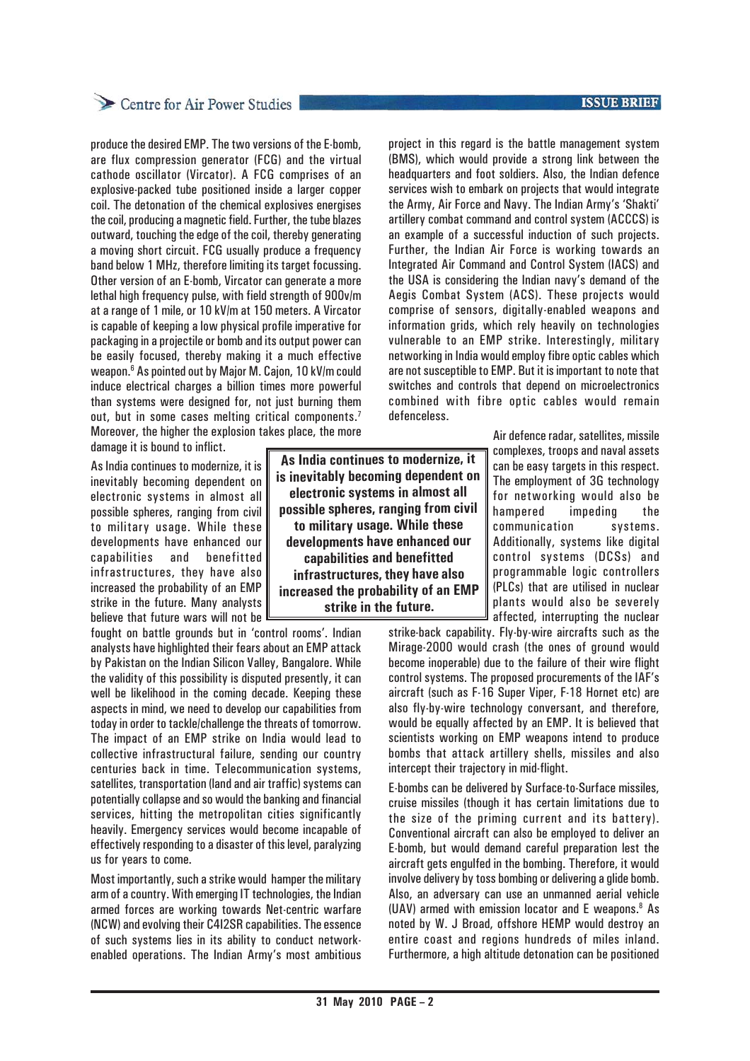produce the desired EMP. The two versions of the E-bomb, are flux compression generator (FCG) and the virtual cathode oscillator (Vircator). A FCG comprises of an explosive-packed tube positioned inside a larger copper coil. The detonation of the chemical explosives energises the coil, producing a magnetic field. Further, the tube blazes outward, touching the edge of the coil, thereby generating a moving short circuit. FCG usually produce a frequency band below 1 MHz, therefore limiting its target focussing. Other version of an E-bomb, Vircator can generate a more lethal high frequency pulse, with field strength of 900v/m at a range of 1 mile, or 10 kV/m at 150 meters. A Vircator is capable of keeping a low physical profile imperative for packaging in a projectile or bomb and its output power can be easily focused, thereby making it a much effective weapon.[6] As pointed out by Major M. Cajon, 10 kV/m could induce electrical charges a billion times more powerful than systems were designed for, not just burning them out, but in some cases melting critical components.[7] Moreover, the higher the explosion takes place, the more damage it is bound to inflict.

As India continues to modernize, it is inevitably becoming dependent on electronic systems in almost all possible spheres, ranging from civil to military usage. While these developments have enhanced our capabilities and benefitted infrastructures, they have also increased the probability of an EMP strike in the future. Many analysts believe that future wars will not be fought on battle grounds but in 'control rooms'. Indian analysts have highlighted their fears about an EMP attack by Pakistan on the Indian Silicon Valley, Bangalore. While the validity of this possibility is disputed presently, it can well be likelihood in the coming decade. Keeping these aspects in mind, we need to develop our capabilities from today in order to tackle/challenge the threats of tomorrow. The impact of an EMP strike on India would lead to collective infrastructural failure, sending our country centuries back in time. Telecommunication systems, satellites, transportation (land and air traffic) systems can potentially collapse and so would the banking and financial services, hitting the metropolitan cities significantly heavily. Emergency services would become incapable of effectively responding to a disaster of this level, paralyzing us for years to come.

**As India continues to modernize, it is inevitably becoming dependent on electronic systems in almost all possible spheres, ranging from civil to military usage. While these developments have enhanced our capabilities and benefitted infrastructures, they have also increased the probability of an EMP strike in the future.**

Most importantly, such a strike would hamper the military arm of a country. With emerging IT technologies, the Indian armed forces are working towards Net-centric warfare (NCW) and evolving their C4I2SR capabilities. The essence of such systems lies in its ability to conduct network-enabled operations. The Indian Army's most ambitious project in this regard is the battle management system (BMS), which would provide a strong link between the headquarters and foot soldiers. Also, the Indian defence services wish to embark on projects that would integrate the Army, Air Force and Navy. The Indian Army's 'Shakti' artillery combat command and control system (ACCCS) is an example of a successful induction of such projects. Further, the Indian Air Force is working towards an Integrated Air Command and Control System (IACS) and the USA is considering the Indian navy's demand of the Aegis Combat System (ACS). These projects would comprise of sensors, digitally-enabled weapons and information grids, which rely heavily on technologies vulnerable to an EMP strike. Interestingly, military networking in India would employ fibre optic cables which are not susceptible to EMP. But it is important to note that switches and controls that depend on microelectronics combined with fibre optic cables would remain defenceless.

Air defence radar, satellites, missile complexes, troops and naval assets can be easy targets in this respect. The employment of 3G technology for networking would also be hampered impeding the communication systems. Additionally, systems like digital control systems (DCSs) and programmable logic controllers (PLCs) that are utilised in nuclear plants would also be severely affected, interrupting the nuclear strike-back capability. Fly-by-wire aircrafts such as the Mirage-2000 would crash (the ones of ground would become inoperable) due to the failure of their wire flight control systems. The proposed procurements of the IAF's aircraft (such as F-16 Super Viper, F-18 Hornet etc) are also fly-by-wire technology conversant, and therefore, would be equally affected by an EMP. It is believed that scientists working on EMP weapons intend to produce bombs that attack artillery shells, missiles and also intercept their trajectory in mid-flight.

E-bombs can be delivered by Surface-to-Surface missiles, cruise missiles (though it has certain limitations due to the size of the priming current and its battery). Conventional aircraft can also be employed to deliver an E-bomb, but would demand careful preparation lest the aircraft gets engulfed in the bombing. Therefore, it would involve delivery by toss bombing or delivering a glide bomb. Also, an adversary can use an unmanned aerial vehicle (UAV) armed with emission locator and E weapons.[8] As noted by W. J Broad, offshore HEMP would destroy an entire coast and regions hundreds of miles inland. Furthermore, a high altitude detonation can be positioned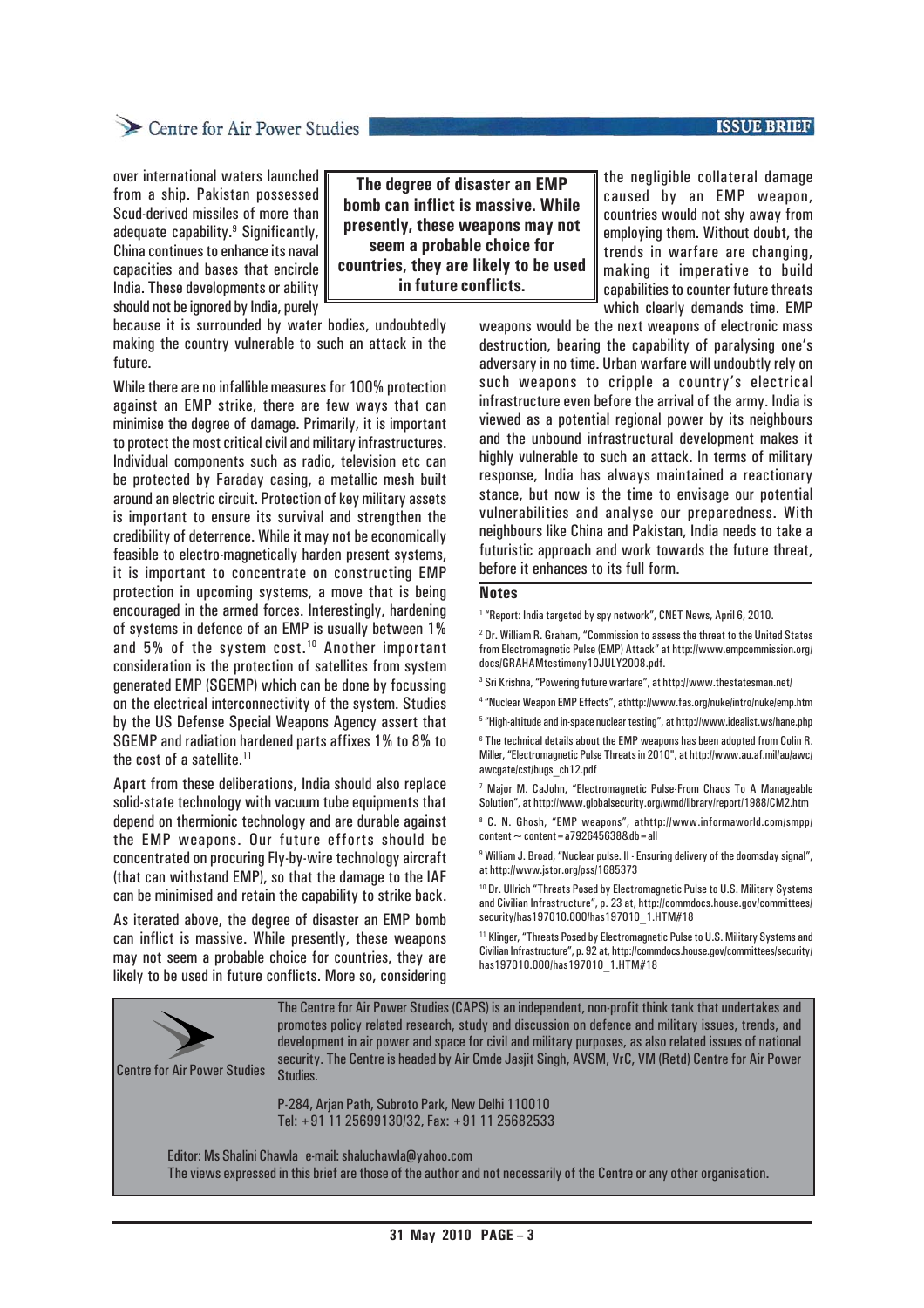over international waters launched from a ship. Pakistan possessed Scud-derived missiles of more than adequate capability.[9] Significantly, China continues to enhance its naval capacities and bases that encircle India. These developments or ability should not be ignored by India, purely because it is surrounded by water bodies, undoubtedly making the country vulnerable to such an attack in the future.

**The degree of disaster an EMP bomb can inflict is massive. While presently, these weapons may not seem a probable choice for countries, they are likely to be used in future conflicts.**

While there are no infallible measures for 100% protection against an EMP strike, there are few ways that can minimise the degree of damage. Primarily, it is important to protect the most critical civil and military infrastructures. Individual components such as radio, television etc can be protected by Faraday casing, a metallic mesh built around an electric circuit. Protection of key military assets is important to ensure its survival and strengthen the credibility of deterrence. While it may not be economically feasible to electro-magnetically harden present systems, it is important to concentrate on constructing EMP protection in upcoming systems, a move that is being encouraged in the armed forces. Interestingly, hardening of systems in defence of an EMP is usually between 1% and 5% of the system cost.[10] Another important consideration is the protection of satellites from system generated EMP (SGEMP) which can be done by focussing on the electrical interconnectivity of the system. Studies by the US Defense Special Weapons Agency assert that SGEMP and radiation hardened parts affixes 1% to 8% to the cost of a satellite.[11]

Apart from these deliberations, India should also replace solid-state technology with vacuum tube equipments that depend on thermionic technology and are durable against the EMP weapons. Our future efforts should be concentrated on procuring Fly-by-wire technology aircraft (that can withstand EMP), so that the damage to the IAF can be minimised and retain the capability to strike back.

As iterated above, the degree of disaster an EMP bomb can inflict is massive. While presently, these weapons may not seem a probable choice for countries, they are likely to be used in future conflicts. More so, considering the negligible collateral damage caused by an EMP weapon, countries would not shy away from employing them. Without doubt, the trends in warfare are changing, making it imperative to build capabilities to counter future threats which clearly demands time. EMP weapons would be the next weapons of electronic mass destruction, bearing the capability of paralysing one's adversary in no time. Urban warfare will undoubtly rely on such weapons to cripple a country's electrical infrastructure even before the arrival of the army. India is viewed as a potential regional power by its neighbours and the unbound infrastructural development makes it highly vulnerable to such an attack. In terms of military response, India has always maintained a reactionary stance, but now is the time to envisage our potential vulnerabilities and analyse our preparedness. With neighbours like China and Pakistan, India needs to take a futuristic approach and work towards the future threat, before it enhances to its full form.

## Notes

1 "Report: India targeted by spy network", CNET News, April 6, 2010.

2 Dr. William R. Graham, "Commission to assess the threat to the United States from Electromagnetic Pulse (EMP) Attack" at http://www.empcommission.org/docs/GRAHAMtestimony10JULY2008.pdf.

3 Sri Krishna, "Powering future warfare", at http://www.thestatesman.net/

4 "Nuclear Weapon EMP Effects", athttp://www.fas.org/nuke/intro/nuke/emp.htm

5 "High-altitude and in-space nuclear testing", at http://www.idealist.ws/hane.php

6 The technical details about the EMP weapons has been adopted from Colin R. Miller, "Electromagnetic Pulse Threats in 2010", at http://www.au.af.mil/au/awc/awcgate/cst/bugs_ch12.pdf

7 Major M. CaJohn, "Electromagnetic Pulse-From Chaos To A Manageable Solution", at http://www.globalsecurity.org/wmd/library/report/1988/CM2.htm

8 C. N. Ghosh, "EMP weapons", athttp://www.informaworld.com/smpp/content ~ content=a792645638&db=all

9 William J. Broad, "Nuclear pulse. II - Ensuring delivery of the doomsday signal", at http://www.jstor.org/pss/1685373

10 Dr. Ullrich "Threats Posed by Electromagnetic Pulse to U.S. Military Systems and Civilian Infrastructure", p. 23 at, http://commdocs.house.gov/committees/security/has197010.000/has197010_1.HTM#18

11 Klinger, "Threats Posed by Electromagnetic Pulse to U.S. Military Systems and Civilian Infrastructure", p. 92 at, http://commdocs.house.gov/committees/security/has197010.000/has197010_1.HTM#18

Centre for Air Power Studies

The Centre for Air Power Studies (CAPS) is an independent, non-profit think tank that undertakes and promotes policy related research, study and discussion on defence and military issues, trends, and development in air power and space for civil and military purposes, as also related issues of national security. The Centre is headed by Air Cmde Jasjit Singh, AVSM, VrC, VM (Retd) Centre for Air Power Studies.

P-284, Arjan Path, Subroto Park, New Delhi 110010
Tel: +91 11 25699130/32, Fax: +91 11 25682533

Editor: Ms Shalini Chawla e-mail: shaluchawla@yahoo.com
The views expressed in this brief are those of the author and not necessarily of the Centre or any other organisation.